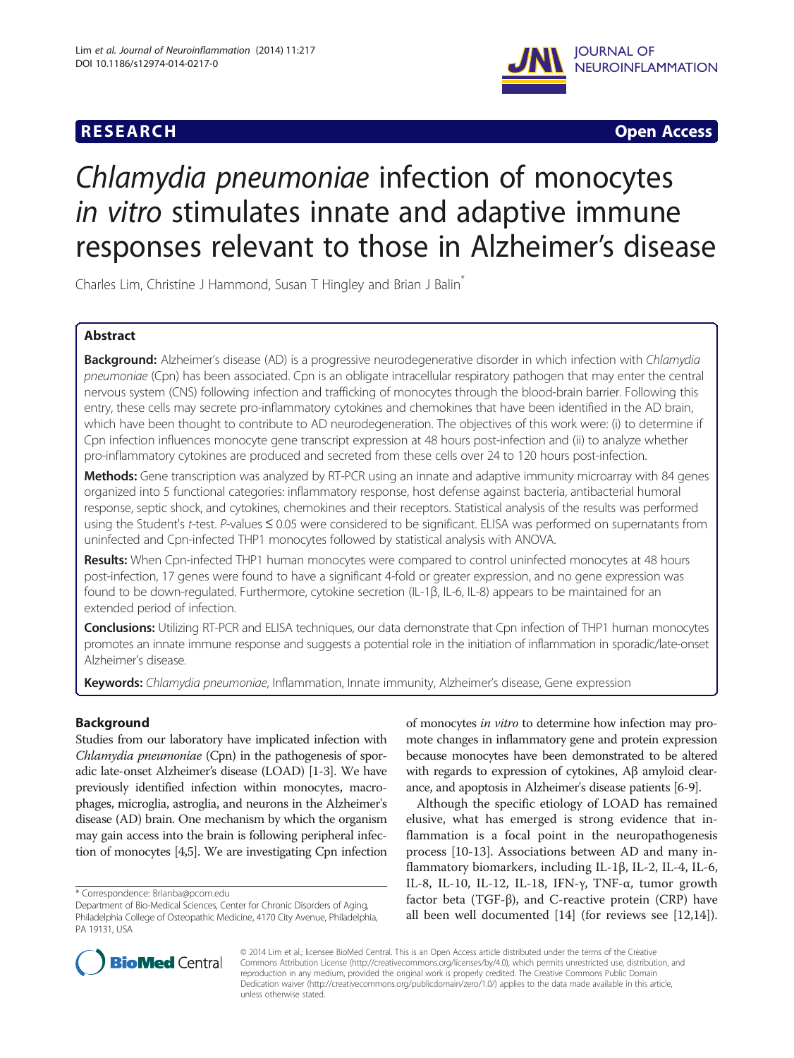**RESEARCH** **Open Access**

# *Chlamydia pneumoniae* infection of monocytes *in vitro* stimulates innate and adaptive immune responses relevant to those in Alzheimer's disease

Charles Lim, Christine J Hammond, Susan T Hingley and Brian J Balin*

## Abstract

**Background:** Alzheimer's disease (AD) is a progressive neurodegenerative disorder in which infection with *Chlamydia pneumoniae* (Cpn) has been associated. Cpn is an obligate intracellular respiratory pathogen that may enter the central nervous system (CNS) following infection and trafficking of monocytes through the blood-brain barrier. Following this entry, these cells may secrete pro-inflammatory cytokines and chemokines that have been identified in the AD brain, which have been thought to contribute to AD neurodegeneration. The objectives of this work were: (i) to determine if Cpn infection influences monocyte gene transcript expression at 48 hours post-infection and (ii) to analyze whether pro-inflammatory cytokines are produced and secreted from these cells over 24 to 120 hours post-infection.

**Methods:** Gene transcription was analyzed by RT-PCR using an innate and adaptive immunity microarray with 84 genes organized into 5 functional categories: inflammatory response, host defense against bacteria, antibacterial humoral response, septic shock, and cytokines, chemokines and their receptors. Statistical analysis of the results was performed using the Student's *t*-test. *P*-values ≤ 0.05 were considered to be significant. ELISA was performed on supernatants from uninfected and Cpn-infected THP1 monocytes followed by statistical analysis with ANOVA.

**Results:** When Cpn-infected THP1 human monocytes were compared to control uninfected monocytes at 48 hours post-infection, 17 genes were found to have a significant 4-fold or greater expression, and no gene expression was found to be down-regulated. Furthermore, cytokine secretion (IL-1β, IL-6, IL-8) appears to be maintained for an extended period of infection.

**Conclusions:** Utilizing RT-PCR and ELISA techniques, our data demonstrate that Cpn infection of THP1 human monocytes promotes an innate immune response and suggests a potential role in the initiation of inflammation in sporadic/late-onset Alzheimer's disease.

**Keywords:** *Chlamydia pneumoniae*, Inflammation, Innate immunity, Alzheimer's disease, Gene expression

## Background

Studies from our laboratory have implicated infection with *Chlamydia pneumoniae* (Cpn) in the pathogenesis of sporadic late-onset Alzheimer's disease (LOAD) [1-3]. We have previously identified infection within monocytes, macrophages, microglia, astroglia, and neurons in the Alzheimer's disease (AD) brain. One mechanism by which the organism may gain access into the brain is following peripheral infection of monocytes [4,5]. We are investigating Cpn infection of monocytes *in vitro* to determine how infection may promote changes in inflammatory gene and protein expression because monocytes have been demonstrated to be altered with regards to expression of cytokines, Aβ amyloid clearance, and apoptosis in Alzheimer's disease patients [6-9].

Although the specific etiology of LOAD has remained elusive, what has emerged is strong evidence that inflammation is a focal point in the neuropathogenesis process [10-13]. Associations between AD and many inflammatory biomarkers, including IL-1β, IL-2, IL-4, IL-6, IL-8, IL-10, IL-12, IL-18, IFN-γ, TNF-α, tumor growth factor beta (TGF-β), and C-reactive protein (CRP) have all been well documented [14] (for reviews see [12,14]).

* Correspondence: Brianba@pcom.edu
Department of Bio-Medical Sciences, Center for Chronic Disorders of Aging, Philadelphia College of Osteopathic Medicine, 4170 City Avenue, Philadelphia, PA 19131, USA

© 2014 Lim et al.; licensee BioMed Central. This is an Open Access article distributed under the terms of the Creative Commons Attribution License (http://creativecommons.org/licenses/by/4.0), which permits unrestricted use, distribution, and reproduction in any medium, provided the original work is properly credited. The Creative Commons Public Domain Dedication waiver (http://creativecommons.org/publicdomain/zero/1.0/) applies to the data made available in this article, unless otherwise stated.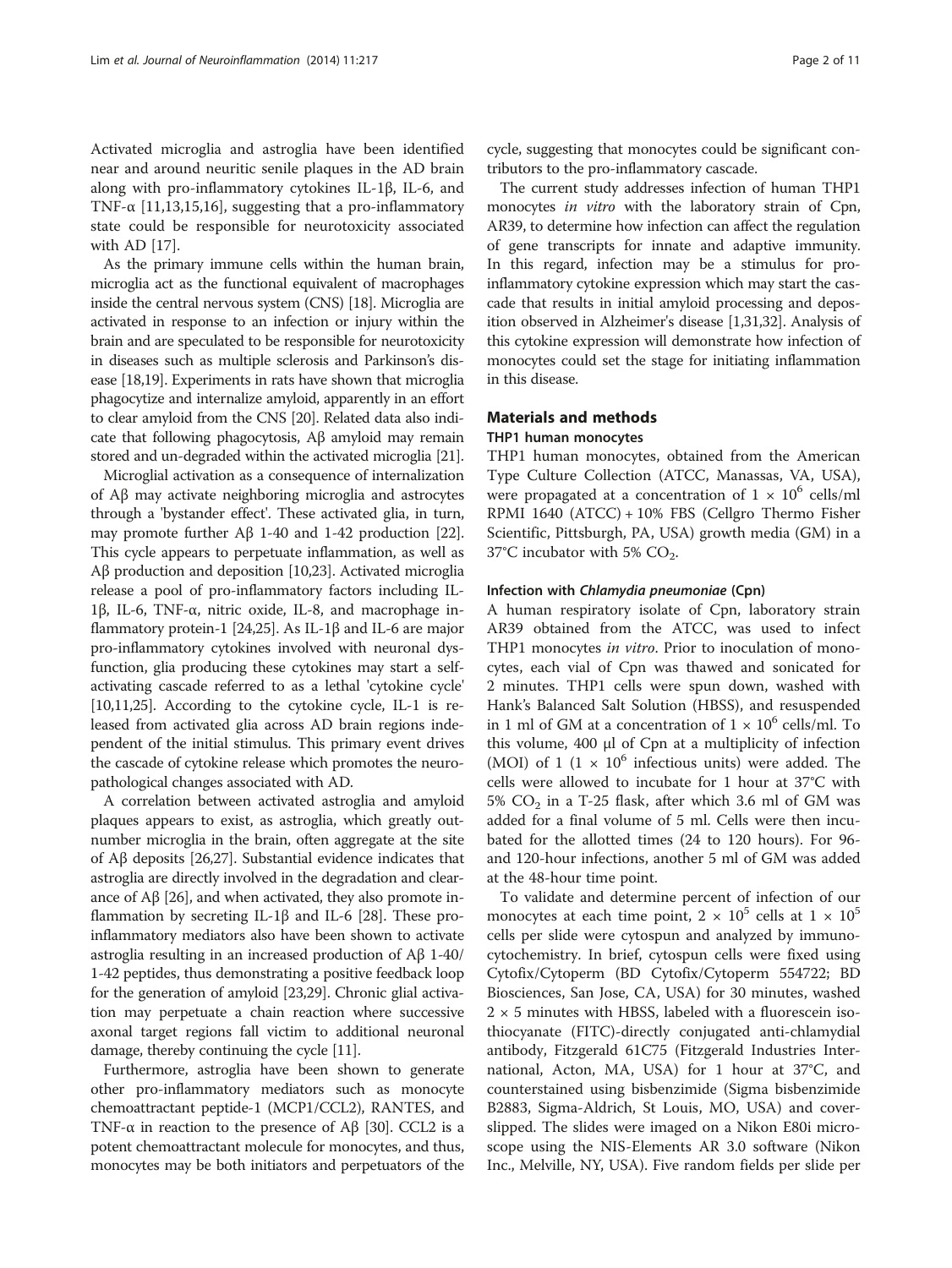Activated microglia and astroglia have been identified near and around neuritic senile plaques in the AD brain along with pro-inflammatory cytokines IL-1β, IL-6, and TNF-α [11,13,15,16], suggesting that a pro-inflammatory state could be responsible for neurotoxicity associated with AD [17].

As the primary immune cells within the human brain, microglia act as the functional equivalent of macrophages inside the central nervous system (CNS) [18]. Microglia are activated in response to an infection or injury within the brain and are speculated to be responsible for neurotoxicity in diseases such as multiple sclerosis and Parkinson's disease [18,19]. Experiments in rats have shown that microglia phagocytize and internalize amyloid, apparently in an effort to clear amyloid from the CNS [20]. Related data also indicate that following phagocytosis, Aβ amyloid may remain stored and un-degraded within the activated microglia [21].

Microglial activation as a consequence of internalization of Aβ may activate neighboring microglia and astrocytes through a 'bystander effect'. These activated glia, in turn, may promote further Aβ 1-40 and 1-42 production [22]. This cycle appears to perpetuate inflammation, as well as Aβ production and deposition [10,23]. Activated microglia release a pool of pro-inflammatory factors including IL-1β, IL-6, TNF-α, nitric oxide, IL-8, and macrophage inflammatory protein-1 [24,25]. As IL-1β and IL-6 are major pro-inflammatory cytokines involved with neuronal dysfunction, glia producing these cytokines may start a self-activating cascade referred to as a lethal 'cytokine cycle' [10,11,25]. According to the cytokine cycle, IL-1 is released from activated glia across AD brain regions independent of the initial stimulus. This primary event drives the cascade of cytokine release which promotes the neuropathological changes associated with AD.

A correlation between activated astroglia and amyloid plaques appears to exist, as astroglia, which greatly outnumber microglia in the brain, often aggregate at the site of Aβ deposits [26,27]. Substantial evidence indicates that astroglia are directly involved in the degradation and clearance of Aβ [26], and when activated, they also promote inflammation by secreting IL-1β and IL-6 [28]. These pro-inflammatory mediators also have been shown to activate astroglia resulting in an increased production of Aβ 1-40/1-42 peptides, thus demonstrating a positive feedback loop for the generation of amyloid [23,29]. Chronic glial activation may perpetuate a chain reaction where successive axonal target regions fall victim to additional neuronal damage, thereby continuing the cycle [11].

Furthermore, astroglia have been shown to generate other pro-inflammatory mediators such as monocyte chemoattractant peptide-1 (MCP1/CCL2), RANTES, and TNF-α in reaction to the presence of Aβ [30]. CCL2 is a potent chemoattractant molecule for monocytes, and thus, monocytes may be both initiators and perpetuators of the cycle, suggesting that monocytes could be significant contributors to the pro-inflammatory cascade.

The current study addresses infection of human THP1 monocytes *in vitro* with the laboratory strain of Cpn, AR39, to determine how infection can affect the regulation of gene transcripts for innate and adaptive immunity. In this regard, infection may be a stimulus for pro-inflammatory cytokine expression which may start the cascade that results in initial amyloid processing and deposition observed in Alzheimer's disease [1,31,32]. Analysis of this cytokine expression will demonstrate how infection of monocytes could set the stage for initiating inflammation in this disease.

## Materials and methods

### THP1 human monocytes

THP1 human monocytes, obtained from the American Type Culture Collection (ATCC, Manassas, VA, USA), were propagated at a concentration of $1 \times 10^6$ cells/ml RPMI 1640 (ATCC) + 10% FBS (Cellgro Thermo Fisher Scientific, Pittsburgh, PA, USA) growth media (GM) in a 37°C incubator with 5% $CO_2$.

#### Infection with *Chlamydia pneumoniae* (Cpn)

A human respiratory isolate of Cpn, laboratory strain AR39 obtained from the ATCC, was used to infect THP1 monocytes *in vitro*. Prior to inoculation of monocytes, each vial of Cpn was thawed and sonicated for 2 minutes. THP1 cells were spun down, washed with Hank's Balanced Salt Solution (HBSS), and resuspended in 1 ml of GM at a concentration of $1 \times 10^6$ cells/ml. To this volume, 400 μl of Cpn at a multiplicity of infection (MOI) of 1 ($1 \times 10^6$ infectious units) were added. The cells were allowed to incubate for 1 hour at 37°C with 5% $CO_2$ in a T-25 flask, after which 3.6 ml of GM was added for a final volume of 5 ml. Cells were then incubated for the allotted times (24 to 120 hours). For 96- and 120-hour infections, another 5 ml of GM was added at the 48-hour time point.

To validate and determine percent of infection of our monocytes at each time point, $2 \times 10^5$ cells at $1 \times 10^5$ cells per slide were cytospun and analyzed by immunocytochemistry. In brief, cytospun cells were fixed using Cytofix/Cytoperm (BD Cytofix/Cytoperm 554722; BD Biosciences, San Jose, CA, USA) for 30 minutes, washed $2 \times 5$ minutes with HBSS, labeled with a fluorescein isothiocyanate (FITC)-directly conjugated anti-chlamydial antibody, Fitzgerald 61C75 (Fitzgerald Industries International, Acton, MA, USA) for 1 hour at 37°C, and counterstained using bisbenzimide (Sigma bisbenzimide B2883, Sigma-Aldrich, St Louis, MO, USA) and coverslipped. The slides were imaged on a Nikon E80i microscope using the NIS-Elements AR 3.0 software (Nikon Inc., Melville, NY, USA). Five random fields per slide per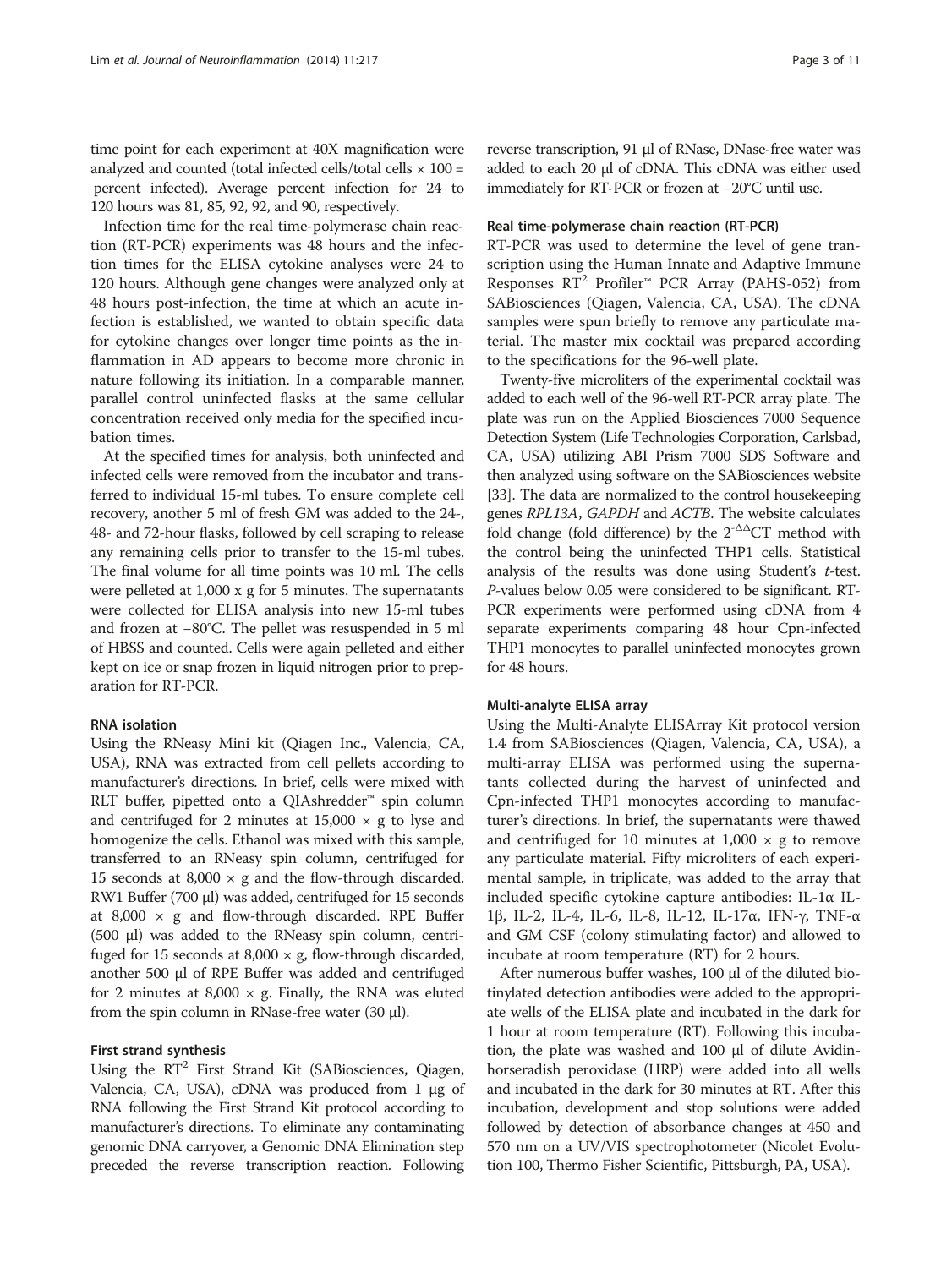time point for each experiment at 40X magnification were analyzed and counted (total infected cells/total cells × 100 = percent infected). Average percent infection for 24 to 120 hours was 81, 85, 92, 92, and 90, respectively.

Infection time for the real time-polymerase chain reaction (RT-PCR) experiments was 48 hours and the infection times for the ELISA cytokine analyses were 24 to 120 hours. Although gene changes were analyzed only at 48 hours post-infection, the time at which an acute infection is established, we wanted to obtain specific data for cytokine changes over longer time points as the inflammation in AD appears to become more chronic in nature following its initiation. In a comparable manner, parallel control uninfected flasks at the same cellular concentration received only media for the specified incubation times.

At the specified times for analysis, both uninfected and infected cells were removed from the incubator and transferred to individual 15-ml tubes. To ensure complete cell recovery, another 5 ml of fresh GM was added to the 24-, 48- and 72-hour flasks, followed by cell scraping to release any remaining cells prior to transfer to the 15-ml tubes. The final volume for all time points was 10 ml. The cells were pelleted at 1,000 x g for 5 minutes. The supernatants were collected for ELISA analysis into new 15-ml tubes and frozen at −80°C. The pellet was resuspended in 5 ml of HBSS and counted. Cells were again pelleted and either kept on ice or snap frozen in liquid nitrogen prior to preparation for RT-PCR.

#### RNA isolation

Using the RNeasy Mini kit (Qiagen Inc., Valencia, CA, USA), RNA was extracted from cell pellets according to manufacturer's directions. In brief, cells were mixed with RLT buffer, pipetted onto a QIAshredder™ spin column and centrifuged for 2 minutes at 15,000 × g to lyse and homogenize the cells. Ethanol was mixed with this sample, transferred to an RNeasy spin column, centrifuged for 15 seconds at 8,000 × g and the flow-through discarded. RW1 Buffer (700 μl) was added, centrifuged for 15 seconds at 8,000 × g and flow-through discarded. RPE Buffer (500 μl) was added to the RNeasy spin column, centrifuged for 15 seconds at 8,000 × g, flow-through discarded, another 500 μl of RPE Buffer was added and centrifuged for 2 minutes at 8,000 × g. Finally, the RNA was eluted from the spin column in RNase-free water (30 μl).

#### First strand synthesis

Using the RT$^2$ First Strand Kit (SABiosciences, Qiagen, Valencia, CA, USA), cDNA was produced from 1 μg of RNA following the First Strand Kit protocol according to manufacturer's directions. To eliminate any contaminating genomic DNA carryover, a Genomic DNA Elimination step preceded the reverse transcription reaction. Following reverse transcription, 91 μl of RNase, DNase-free water was added to each 20 μl of cDNA. This cDNA was either used immediately for RT-PCR or frozen at −20°C until use.

#### Real time-polymerase chain reaction (RT-PCR)

RT-PCR was used to determine the level of gene transcription using the Human Innate and Adaptive Immune Responses RT$^2$ Profiler™ PCR Array (PAHS-052) from SABiosciences (Qiagen, Valencia, CA, USA). The cDNA samples were spun briefly to remove any particulate material. The master mix cocktail was prepared according to the specifications for the 96-well plate.

Twenty-five microliters of the experimental cocktail was added to each well of the 96-well RT-PCR array plate. The plate was run on the Applied Biosciences 7000 Sequence Detection System (Life Technologies Corporation, Carlsbad, CA, USA) utilizing ABI Prism 7000 SDS Software and then analyzed using software on the SABiosciences website [33]. The data are normalized to the control housekeeping genes *RPL13A*, *GAPDH* and *ACTB*. The website calculates fold change (fold difference) by the $2^{-\Delta\Delta}$CT method with the control being the uninfected THP1 cells. Statistical analysis of the results was done using Student's *t*-test. *P*-values below 0.05 were considered to be significant. RT-PCR experiments were performed using cDNA from 4 separate experiments comparing 48 hour Cpn-infected THP1 monocytes to parallel uninfected monocytes grown for 48 hours.

#### Multi-analyte ELISA array

Using the Multi-Analyte ELISArray Kit protocol version 1.4 from SABiosciences (Qiagen, Valencia, CA, USA), a multi-array ELISA was performed using the supernatants collected during the harvest of uninfected and Cpn-infected THP1 monocytes according to manufacturer's directions. In brief, the supernatants were thawed and centrifuged for 10 minutes at 1,000 × g to remove any particulate material. Fifty microliters of each experimental sample, in triplicate, was added to the array that included specific cytokine capture antibodies: IL-1α IL-1β, IL-2, IL-4, IL-6, IL-8, IL-12, IL-17α, IFN-γ, TNF-α and GM CSF (colony stimulating factor) and allowed to incubate at room temperature (RT) for 2 hours.

After numerous buffer washes, 100 μl of the diluted biotinylated detection antibodies were added to the appropriate wells of the ELISA plate and incubated in the dark for 1 hour at room temperature (RT). Following this incubation, the plate was washed and 100 μl of dilute Avidin-horseradish peroxidase (HRP) were added into all wells and incubated in the dark for 30 minutes at RT. After this incubation, development and stop solutions were added followed by detection of absorbance changes at 450 and 570 nm on a UV/VIS spectrophotometer (Nicolet Evolution 100, Thermo Fisher Scientific, Pittsburgh, PA, USA).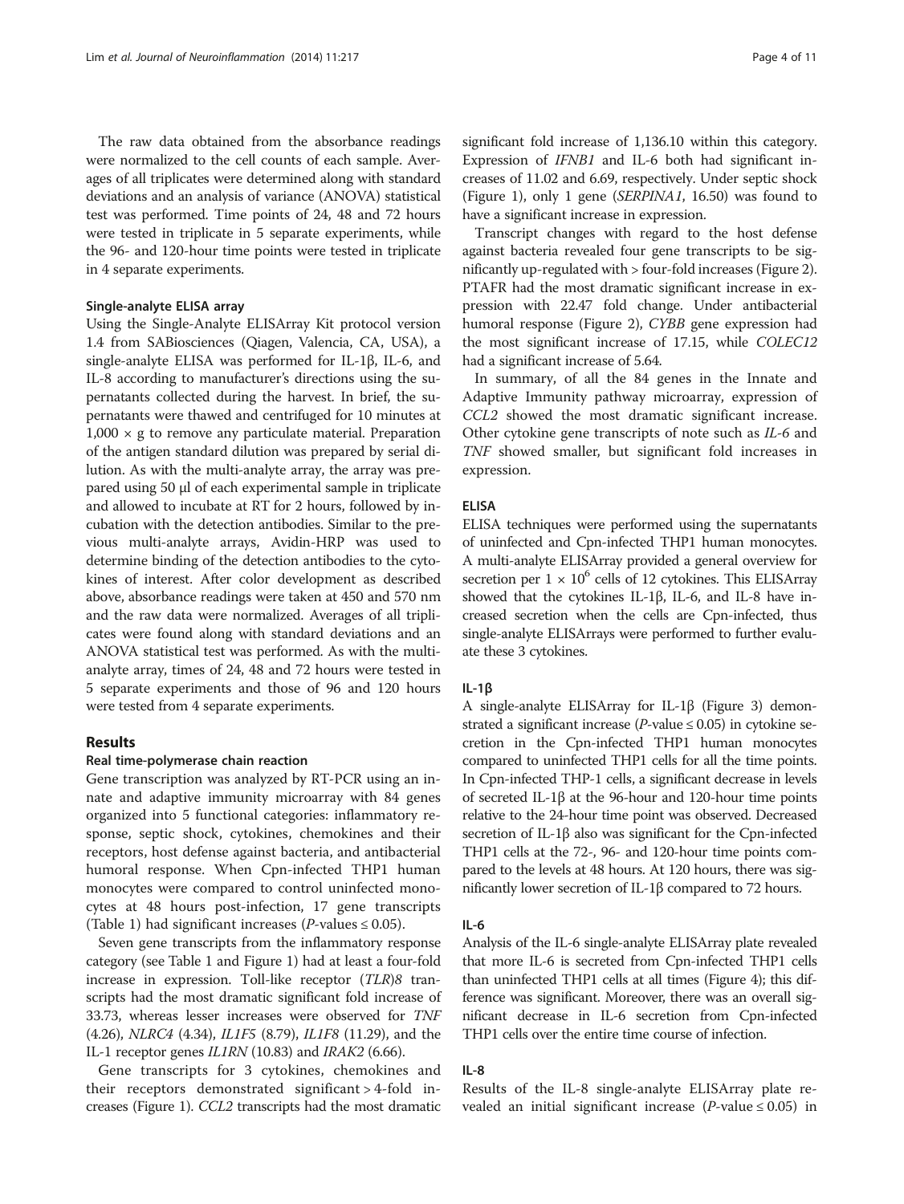The raw data obtained from the absorbance readings were normalized to the cell counts of each sample. Averages of all triplicates were determined along with standard deviations and an analysis of variance (ANOVA) statistical test was performed. Time points of 24, 48 and 72 hours were tested in triplicate in 5 separate experiments, while the 96- and 120-hour time points were tested in triplicate in 4 separate experiments.

#### Single-analyte ELISA array

Using the Single-Analyte ELISArray Kit protocol version 1.4 from SABiosciences (Qiagen, Valencia, CA, USA), a single-analyte ELISA was performed for IL-1β, IL-6, and IL-8 according to manufacturer's directions using the supernatants collected during the harvest. In brief, the supernatants were thawed and centrifuged for 10 minutes at $1,000 \times g$ to remove any particulate material. Preparation of the antigen standard dilution was prepared by serial dilution. As with the multi-analyte array, the array was prepared using 50 μl of each experimental sample in triplicate and allowed to incubate at RT for 2 hours, followed by incubation with the detection antibodies. Similar to the previous multi-analyte arrays, Avidin-HRP was used to determine binding of the detection antibodies to the cytokines of interest. After color development as described above, absorbance readings were taken at 450 and 570 nm and the raw data were normalized. Averages of all triplicates were found along with standard deviations and an ANOVA statistical test was performed. As with the multi-analyte array, times of 24, 48 and 72 hours were tested in 5 separate experiments and those of 96 and 120 hours were tested from 4 separate experiments.

## Results

### Real time-polymerase chain reaction

Gene transcription was analyzed by RT-PCR using an innate and adaptive immunity microarray with 84 genes organized into 5 functional categories: inflammatory response, septic shock, cytokines, chemokines and their receptors, host defense against bacteria, and antibacterial humoral response. When Cpn-infected THP1 human monocytes were compared to control uninfected monocytes at 48 hours post-infection, 17 gene transcripts (Table 1) had significant increases ($P$-values $\leq 0.05$).

Seven gene transcripts from the inflammatory response category (see Table 1 and Figure 1) had at least a four-fold increase in expression. Toll-like receptor (*TLR*)*8* transcripts had the most dramatic significant fold increase of 33.73, whereas lesser increases were observed for *TNF* (4.26), *NLRC4* (4.34), *IL1F5* (8.79), *IL1F8* (11.29), and the IL-1 receptor genes *IL1RN* (10.83) and *IRAK2* (6.66).

Gene transcripts for 3 cytokines, chemokines and their receptors demonstrated significant > 4-fold increases (Figure 1). *CCL2* transcripts had the most dramatic significant fold increase of 1,136.10 within this category. Expression of *IFNB1* and IL-6 both had significant increases of 11.02 and 6.69, respectively. Under septic shock (Figure 1), only 1 gene (*SERPINA1*, 16.50) was found to have a significant increase in expression.

Transcript changes with regard to the host defense against bacteria revealed four gene transcripts to be significantly up-regulated with > four-fold increases (Figure 2). PTAFR had the most dramatic significant increase in expression with 22.47 fold change. Under antibacterial humoral response (Figure 2), *CYBB* gene expression had the most significant increase of 17.15, while *COLEC12* had a significant increase of 5.64.

In summary, of all the 84 genes in the Innate and Adaptive Immunity pathway microarray, expression of *CCL2* showed the most dramatic significant increase. Other cytokine gene transcripts of note such as *IL-6* and *TNF* showed smaller, but significant fold increases in expression.

### ELISA

ELISA techniques were performed using the supernatants of uninfected and Cpn-infected THP1 human monocytes. A multi-analyte ELISArray provided a general overview for secretion per $1 \times 10^6$ cells of 12 cytokines. This ELISArray showed that the cytokines IL-1β, IL-6, and IL-8 have increased secretion when the cells are Cpn-infected, thus single-analyte ELISArrays were performed to further evaluate these 3 cytokines.

#### IL-1β

A single-analyte ELISArray for IL-1β (Figure 3) demonstrated a significant increase ($P$-value $\leq 0.05$) in cytokine secretion in the Cpn-infected THP1 human monocytes compared to uninfected THP1 cells for all the time points. In Cpn-infected THP-1 cells, a significant decrease in levels of secreted IL-1β at the 96-hour and 120-hour time points relative to the 24-hour time point was observed. Decreased secretion of IL-1β also was significant for the Cpn-infected THP1 cells at the 72-, 96- and 120-hour time points compared to the levels at 48 hours. At 120 hours, there was significantly lower secretion of IL-1β compared to 72 hours.

#### IL-6

Analysis of the IL-6 single-analyte ELISArray plate revealed that more IL-6 is secreted from Cpn-infected THP1 cells than uninfected THP1 cells at all times (Figure 4); this difference was significant. Moreover, there was an overall significant decrease in IL-6 secretion from Cpn-infected THP1 cells over the entire time course of infection.

#### IL-8

Results of the IL-8 single-analyte ELISArray plate revealed an initial significant increase ($P$-value $\leq 0.05$) in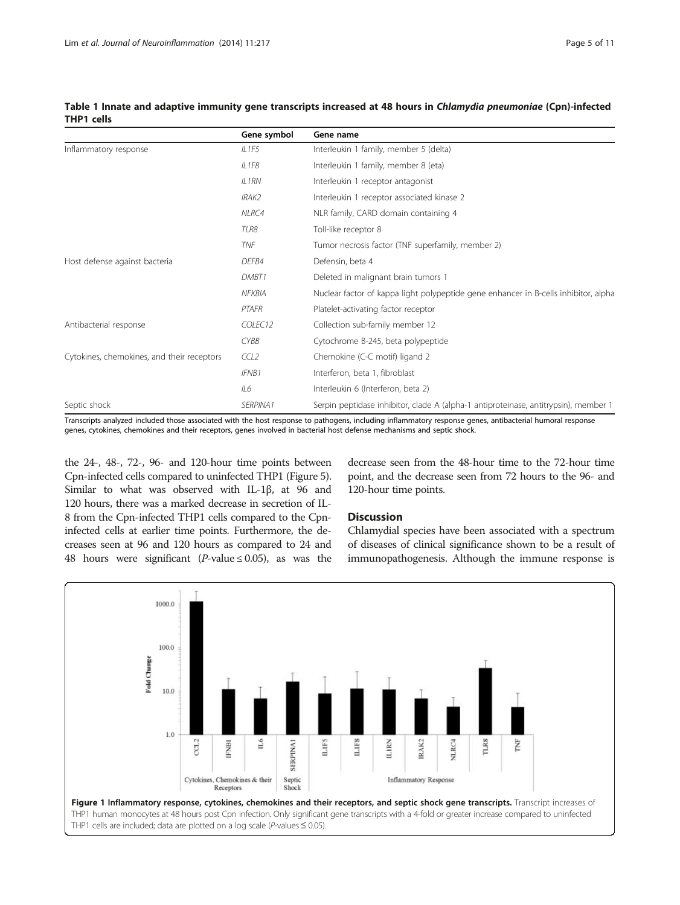**Table 1 Innate and adaptive immunity gene transcripts increased at 48 hours in *Chlamydia pneumoniae* (Cpn)-infected THP1 cells**

| | Gene symbol | Gene name |
|---|---|---|
| Inflammatory response | *IL1F5* | Interleukin 1 family, member 5 (delta) |
| | *IL1F8* | Interleukin 1 family, member 8 (eta) |
| | *IL1RN* | Interleukin 1 receptor antagonist |
| | *IRAK2* | Interleukin 1 receptor associated kinase 2 |
| | *NLRC4* | NLR family, CARD domain containing 4 |
| | *TLR8* | Toll-like receptor 8 |
| | *TNF* | Tumor necrosis factor (TNF superfamily, member 2) |
| Host defense against bacteria | *DEFB4* | Defensin, beta 4 |
| | *DMBT1* | Deleted in malignant brain tumors 1 |
| | *NFKBIA* | Nuclear factor of kappa light polypeptide gene enhancer in B-cells inhibitor, alpha |
| | *PTAFR* | Platelet-activating factor receptor |
| Antibacterial response | *COLEC12* | Collection sub-family member 12 |
| | *CYBB* | Cytochrome B-245, beta polypeptide |
| Cytokines, chemokines, and their receptors | *CCL2* | Chemokine (C-C motif) ligand 2 |
| | *IFNB1* | Interferon, beta 1, fibroblast |
| | *IL6* | Interleukin 6 (Interferon, beta 2) |
| Septic shock | *SERPINA1* | Serpin peptidase inhibitor, clade A (alpha-1 antiproteinase, antitrypsin), member 1 |

Transcripts analyzed included those associated with the host response to pathogens, including inflammatory response genes, antibacterial humoral response genes, cytokines, chemokines and their receptors, genes involved in bacterial host defense mechanisms and septic shock.

the 24-, 48-, 72-, 96- and 120-hour time points between Cpn-infected cells compared to uninfected THP1 (Figure 5). Similar to what was observed with IL-1β, at 96 and 120 hours, there was a marked decrease in secretion of IL-8 from the Cpn-infected THP1 cells compared to the Cpn-infected cells at earlier time points. Furthermore, the decreases seen at 96 and 120 hours as compared to 24 and 48 hours were significant (*P*-value ≤ 0.05), as was the decrease seen from the 48-hour time to the 72-hour time point, and the decrease seen from 72 hours to the 96- and 120-hour time points.

## Discussion

Chlamydial species have been associated with a spectrum of diseases of clinical significance shown to be a result of immunopathogenesis. Although the immune response is

**Figure 1 Inflammatory response, cytokines, chemokines and their receptors, and septic shock gene transcripts.** Transcript increases of THP1 human monocytes at 48 hours post Cpn infection. Only significant gene transcripts with a 4-fold or greater increase compared to uninfected THP1 cells are included; data are plotted on a log scale (*P*-values ≤ 0.05).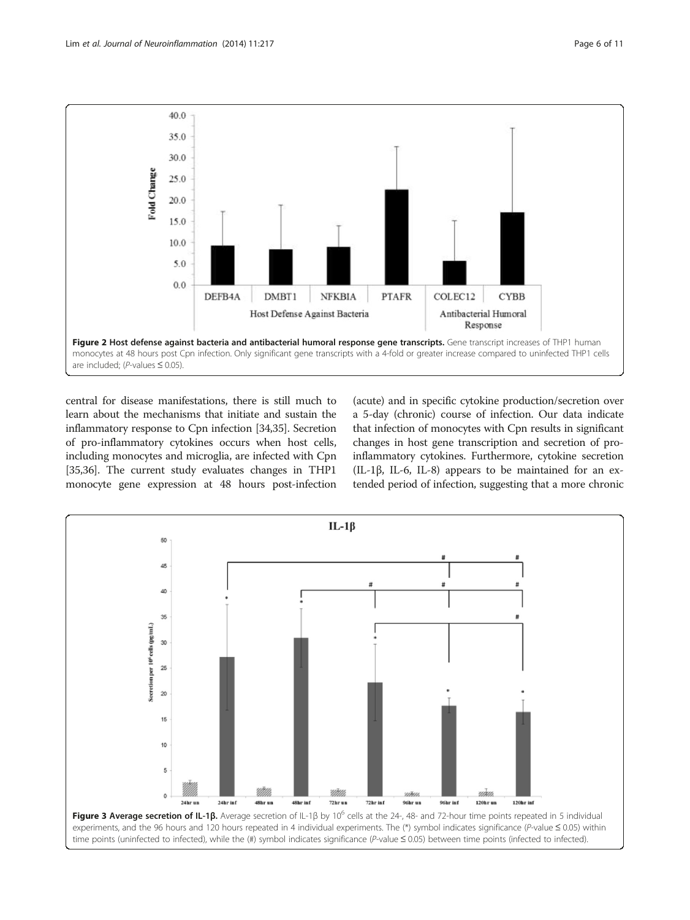**Figure 2 Host defense against bacteria and antibacterial humoral response gene transcripts.** Gene transcript increases of THP1 human monocytes at 48 hours post Cpn infection. Only significant gene transcripts with a 4-fold or greater increase compared to uninfected THP1 cells are included; (*P*-values ≤ 0.05).

central for disease manifestations, there is still much to learn about the mechanisms that initiate and sustain the inflammatory response to Cpn infection [34,35]. Secretion of pro-inflammatory cytokines occurs when host cells, including monocytes and microglia, are infected with Cpn [35,36]. The current study evaluates changes in THP1 monocyte gene expression at 48 hours post-infection (acute) and in specific cytokine production/secretion over a 5-day (chronic) course of infection. Our data indicate that infection of monocytes with Cpn results in significant changes in host gene transcription and secretion of pro-inflammatory cytokines. Furthermore, cytokine secretion (IL-1β, IL-6, IL-8) appears to be maintained for an extended period of infection, suggesting that a more chronic

**Figure 3 Average secretion of IL-1β.** Average secretion of IL-1β by $10^6$ cells at the 24-, 48- and 72-hour time points repeated in 5 individual experiments, and the 96 hours and 120 hours repeated in 4 individual experiments. The (*) symbol indicates significance (*P*-value ≤ 0.05) within time points (uninfected to infected), while the (#) symbol indicates significance (*P*-value ≤ 0.05) between time points (infected to infected).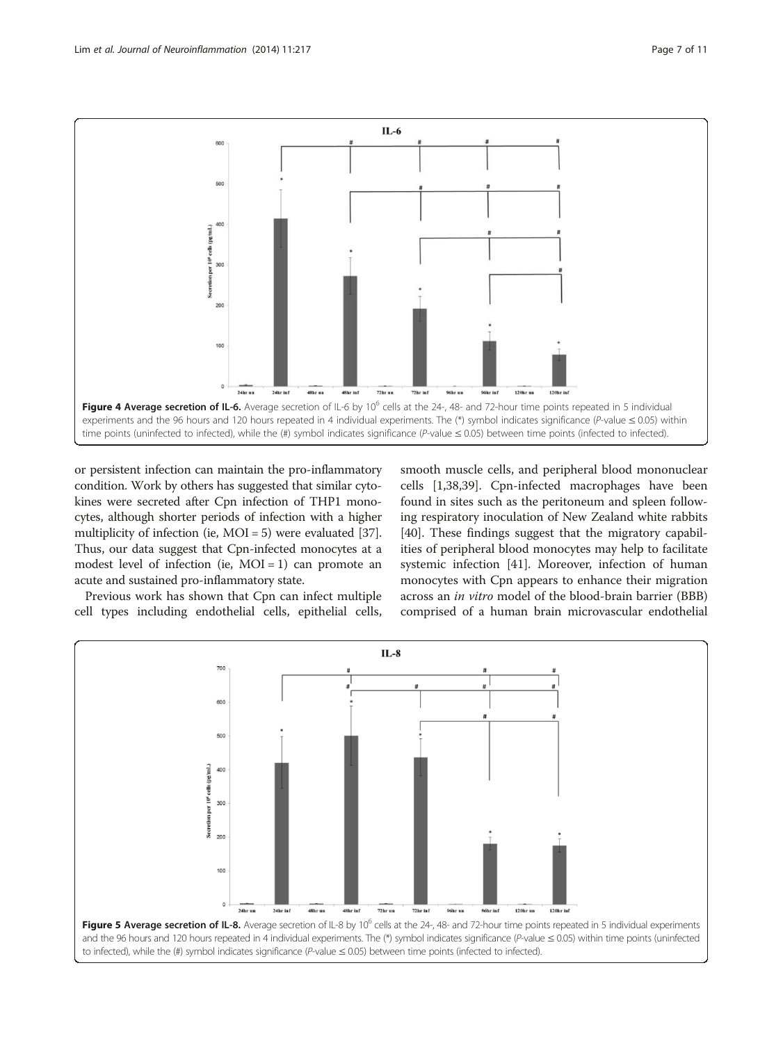**Figure 4 Average secretion of IL-6.** Average secretion of IL-6 by $10^6$ cells at the 24-, 48- and 72-hour time points repeated in 5 individual experiments and the 96 hours and 120 hours repeated in 4 individual experiments. The (*) symbol indicates significance (*P*-value ≤ 0.05) within time points (uninfected to infected), while the (#) symbol indicates significance (*P*-value ≤ 0.05) between time points (infected to infected).

or persistent infection can maintain the pro-inflammatory condition. Work by others has suggested that similar cytokines were secreted after Cpn infection of THP1 monocytes, although shorter periods of infection with a higher multiplicity of infection (ie, MOI = 5) were evaluated [37]. Thus, our data suggest that Cpn-infected monocytes at a modest level of infection (ie, MOI = 1) can promote an acute and sustained pro-inflammatory state.

Previous work has shown that Cpn can infect multiple cell types including endothelial cells, epithelial cells, smooth muscle cells, and peripheral blood mononuclear cells [1,38,39]. Cpn-infected macrophages have been found in sites such as the peritoneum and spleen following respiratory inoculation of New Zealand white rabbits [40]. These findings suggest that the migratory capabilities of peripheral blood monocytes may help to facilitate systemic infection [41]. Moreover, infection of human monocytes with Cpn appears to enhance their migration across an *in vitro* model of the blood-brain barrier (BBB) comprised of a human brain microvascular endothelial

**Figure 5 Average secretion of IL-8.** Average secretion of IL-8 by $10^6$ cells at the 24-, 48- and 72-hour time points repeated in 5 individual experiments and the 96 hours and 120 hours repeated in 4 individual experiments. The (*) symbol indicates significance (*P*-value ≤ 0.05) within time points (uninfected to infected), while the (#) symbol indicates significance (*P*-value ≤ 0.05) between time points (infected to infected).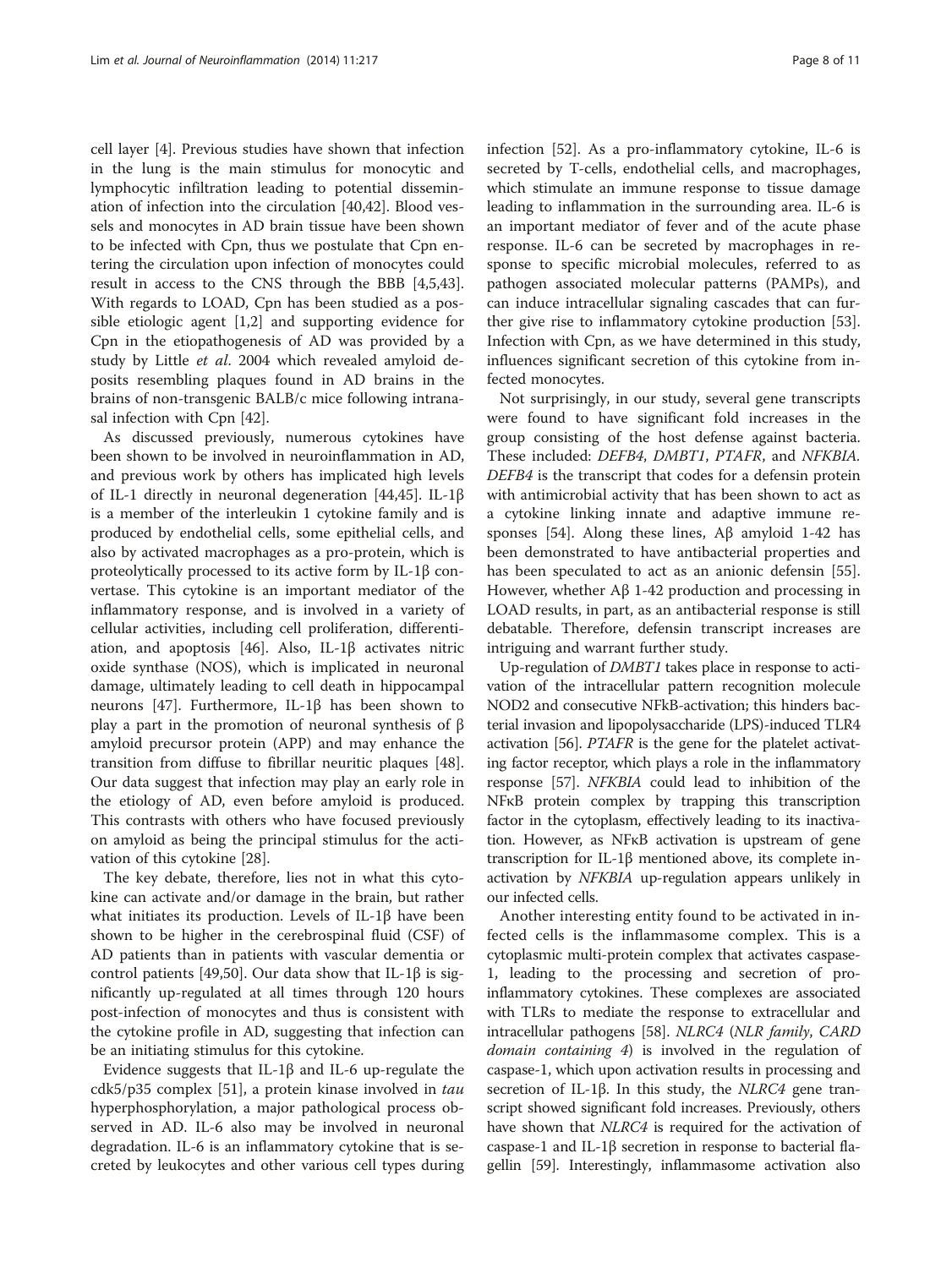cell layer [4]. Previous studies have shown that infection in the lung is the main stimulus for monocytic and lymphocytic infiltration leading to potential dissemination of infection into the circulation [40,42]. Blood vessels and monocytes in AD brain tissue have been shown to be infected with Cpn, thus we postulate that Cpn entering the circulation upon infection of monocytes could result in access to the CNS through the BBB [4,5,43]. With regards to LOAD, Cpn has been studied as a possible etiologic agent [1,2] and supporting evidence for Cpn in the etiopathogenesis of AD was provided by a study by Little *et al*. 2004 which revealed amyloid deposits resembling plaques found in AD brains in the brains of non-transgenic BALB/c mice following intranasal infection with Cpn [42].

As discussed previously, numerous cytokines have been shown to be involved in neuroinflammation in AD, and previous work by others has implicated high levels of IL-1 directly in neuronal degeneration [44,45]. IL-1β is a member of the interleukin 1 cytokine family and is produced by endothelial cells, some epithelial cells, and also by activated macrophages as a pro-protein, which is proteolytically processed to its active form by IL-1β convertase. This cytokine is an important mediator of the inflammatory response, and is involved in a variety of cellular activities, including cell proliferation, differentiation, and apoptosis [46]. Also, IL-1β activates nitric oxide synthase (NOS), which is implicated in neuronal damage, ultimately leading to cell death in hippocampal neurons [47]. Furthermore, IL-1β has been shown to play a part in the promotion of neuronal synthesis of β amyloid precursor protein (APP) and may enhance the transition from diffuse to fibrillar neuritic plaques [48]. Our data suggest that infection may play an early role in the etiology of AD, even before amyloid is produced. This contrasts with others who have focused previously on amyloid as being the principal stimulus for the activation of this cytokine [28].

The key debate, therefore, lies not in what this cytokine can activate and/or damage in the brain, but rather what initiates its production. Levels of IL-1β have been shown to be higher in the cerebrospinal fluid (CSF) of AD patients than in patients with vascular dementia or control patients [49,50]. Our data show that IL-1β is significantly up-regulated at all times through 120 hours post-infection of monocytes and thus is consistent with the cytokine profile in AD, suggesting that infection can be an initiating stimulus for this cytokine.

Evidence suggests that IL-1β and IL-6 up-regulate the cdk5/p35 complex [51], a protein kinase involved in *tau* hyperphosphorylation, a major pathological process observed in AD. IL-6 also may be involved in neuronal degradation. IL-6 is an inflammatory cytokine that is secreted by leukocytes and other various cell types during infection [52]. As a pro-inflammatory cytokine, IL-6 is secreted by T-cells, endothelial cells, and macrophages, which stimulate an immune response to tissue damage leading to inflammation in the surrounding area. IL-6 is an important mediator of fever and of the acute phase response. IL-6 can be secreted by macrophages in response to specific microbial molecules, referred to as pathogen associated molecular patterns (PAMPs), and can induce intracellular signaling cascades that can further give rise to inflammatory cytokine production [53]. Infection with Cpn, as we have determined in this study, influences significant secretion of this cytokine from infected monocytes.

Not surprisingly, in our study, several gene transcripts were found to have significant fold increases in the group consisting of the host defense against bacteria. These included: *DEFB4*, *DMBT1*, *PTAFR*, and *NFKBIA*. *DEFB4* is the transcript that codes for a defensin protein with antimicrobial activity that has been shown to act as a cytokine linking innate and adaptive immune responses [54]. Along these lines, Aβ amyloid 1-42 has been demonstrated to have antibacterial properties and has been speculated to act as an anionic defensin [55]. However, whether Aβ 1-42 production and processing in LOAD results, in part, as an antibacterial response is still debatable. Therefore, defensin transcript increases are intriguing and warrant further study.

Up-regulation of *DMBT1* takes place in response to activation of the intracellular pattern recognition molecule NOD2 and consecutive NFkB-activation; this hinders bacterial invasion and lipopolysaccharide (LPS)-induced TLR4 activation [56]. *PTAFR* is the gene for the platelet activating factor receptor, which plays a role in the inflammatory response [57]. *NFKBIA* could lead to inhibition of the NFκB protein complex by trapping this transcription factor in the cytoplasm, effectively leading to its inactivation. However, as NFκB activation is upstream of gene transcription for IL-1β mentioned above, its complete inactivation by *NFKBIA* up-regulation appears unlikely in our infected cells.

Another interesting entity found to be activated in infected cells is the inflammasome complex. This is a cytoplasmic multi-protein complex that activates caspase-1, leading to the processing and secretion of pro-inflammatory cytokines. These complexes are associated with TLRs to mediate the response to extracellular and intracellular pathogens [58]. *NLRC4* (*NLR family*, *CARD domain containing 4*) is involved in the regulation of caspase-1, which upon activation results in processing and secretion of IL-1β. In this study, the *NLRC4* gene transcript showed significant fold increases. Previously, others have shown that *NLRC4* is required for the activation of caspase-1 and IL-1β secretion in response to bacterial flagellin [59]. Interestingly, inflammasome activation also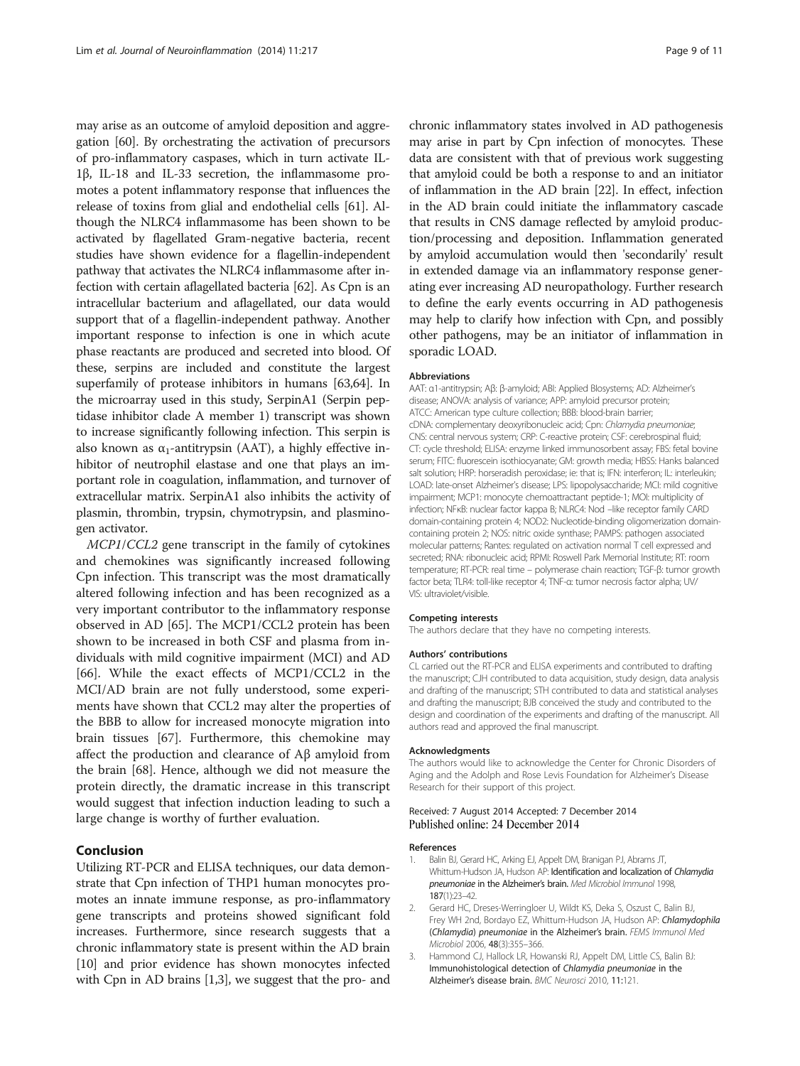may arise as an outcome of amyloid deposition and aggregation [60]. By orchestrating the activation of precursors of pro-inflammatory caspases, which in turn activate IL-1β, IL-18 and IL-33 secretion, the inflammasome promotes a potent inflammatory response that influences the release of toxins from glial and endothelial cells [61]. Although the NLRC4 inflammasome has been shown to be activated by flagellated Gram-negative bacteria, recent studies have shown evidence for a flagellin-independent pathway that activates the NLRC4 inflammasome after infection with certain aflagellated bacteria [62]. As Cpn is an intracellular bacterium and aflagellated, our data would support that of a flagellin-independent pathway. Another important response to infection is one in which acute phase reactants are produced and secreted into blood. Of these, serpins are included and constitute the largest superfamily of protease inhibitors in humans [63,64]. In the microarray used in this study, SerpinA1 (Serpin peptidase inhibitor clade A member 1) transcript was shown to increase significantly following infection. This serpin is also known as $\alpha_1$-antitrypsin (AAT), a highly effective inhibitor of neutrophil elastase and one that plays an important role in coagulation, inflammation, and turnover of extracellular matrix. SerpinA1 also inhibits the activity of plasmin, thrombin, trypsin, chymotrypsin, and plasminogen activator.

*MCP1/CCL2* gene transcript in the family of cytokines and chemokines was significantly increased following Cpn infection. This transcript was the most dramatically altered following infection and has been recognized as a very important contributor to the inflammatory response observed in AD [65]. The MCP1/CCL2 protein has been shown to be increased in both CSF and plasma from individuals with mild cognitive impairment (MCI) and AD [66]. While the exact effects of MCP1/CCL2 in the MCI/AD brain are not fully understood, some experiments have shown that CCL2 may alter the properties of the BBB to allow for increased monocyte migration into brain tissues [67]. Furthermore, this chemokine may affect the production and clearance of Aβ amyloid from the brain [68]. Hence, although we did not measure the protein directly, the dramatic increase in this transcript would suggest that infection induction leading to such a large change is worthy of further evaluation.

## Conclusion

Utilizing RT-PCR and ELISA techniques, our data demonstrate that Cpn infection of THP1 human monocytes promotes an innate immune response, as pro-inflammatory gene transcripts and proteins showed significant fold increases. Furthermore, since research suggests that a chronic inflammatory state is present within the AD brain [10] and prior evidence has shown monocytes infected with Cpn in AD brains [1,3], we suggest that the pro- and chronic inflammatory states involved in AD pathogenesis may arise in part by Cpn infection of monocytes. These data are consistent with that of previous work suggesting that amyloid could be both a response to and an initiator of inflammation in the AD brain [22]. In effect, infection in the AD brain could initiate the inflammatory cascade that results in CNS damage reflected by amyloid production/processing and deposition. Inflammation generated by amyloid accumulation would then 'secondarily' result in extended damage via an inflammatory response generating ever increasing AD neuropathology. Further research to define the early events occurring in AD pathogenesis may help to clarify how infection with Cpn, and possibly other pathogens, may be an initiator of inflammation in sporadic LOAD.

#### Abbreviations

AAT: α1-antitrypsin; Aβ: β-amyloid; ABI: Applied Biosystems; AD: Alzheimer's disease; ANOVA: analysis of variance; APP: amyloid precursor protein; ATCC: American type culture collection; BBB: blood-brain barrier; cDNA: complementary deoxyribonucleic acid; Cpn: *Chlamydia pneumoniae*; CNS: central nervous system; CRP: C-reactive protein; CSF: cerebrospinal fluid; CT: cycle threshold; ELISA: enzyme linked immunosorbent assay; FBS: fetal bovine serum; FITC: fluorescein isothiocyanate; GM: growth media; HBSS: Hanks balanced salt solution; HRP: horseradish peroxidase; ie: that is; IFN: interferon; IL: interleukin; LOAD: late-onset Alzheimer's disease; LPS: lipopolysaccharide; MCI: mild cognitive impairment; MCP1: monocyte chemoattractant peptide-1; MOI: multiplicity of infection; NFκB: nuclear factor kappa B; NLRC4: Nod –like receptor family CARD domain-containing protein 4; NOD2: Nucleotide-binding oligomerization domain-containing protein 2; NOS: nitric oxide synthase; PAMPS: pathogen associated molecular patterns; Rantes: regulated on activation normal T cell expressed and secreted; RNA: ribonucleic acid; RPMI: Roswell Park Memorial Institute; RT: room temperature; RT-PCR: real time – polymerase chain reaction; TGF-β: tumor growth factor beta; TLR4: toll-like receptor 4; TNF-α: tumor necrosis factor alpha; UV/VIS: ultraviolet/visible.

#### Competing interests

The authors declare that they have no competing interests.

#### Authors' contributions

CL carried out the RT-PCR and ELISA experiments and contributed to drafting the manuscript; CJH contributed to data acquisition, study design, data analysis and drafting of the manuscript; STH contributed to data and statistical analyses and drafting the manuscript; BJB conceived the study and contributed to the design and coordination of the experiments and drafting of the manuscript. All authors read and approved the final manuscript.

#### Acknowledgments

The authors would like to acknowledge the Center for Chronic Disorders of Aging and the Adolph and Rose Levis Foundation for Alzheimer's Disease Research for their support of this project.

Received: 7 August 2014 Accepted: 7 December 2014
Published online: 24 December 2014

#### References

1. Balin BJ, Gerard HC, Arking EJ, Appelt DM, Branigan PJ, Abrams JT, Whittum-Hudson JA, Hudson AP: **Identification and localization of *Chlamydia pneumoniae* in the Alzheimer's brain.** *Med Microbiol Immunol* 1998, **187**(1):23–42.
2. Gerard HC, Dreses-Werringloer U, Wildt KS, Deka S, Oszust C, Balin BJ, Frey WH 2nd, Bordayo EZ, Whittum-Hudson JA, Hudson AP: ***Chlamydophila* (*Chlamydia*) *pneumoniae* in the Alzheimer's brain.** *FEMS Immunol Med Microbiol* 2006, **48**(3):355–366.
3. Hammond CJ, Hallock LR, Howanski RJ, Appelt DM, Little CS, Balin BJ: **Immunohistological detection of *Chlamydia pneumoniae* in the Alzheimer's disease brain.** *BMC Neurosci* 2010, **11**:121.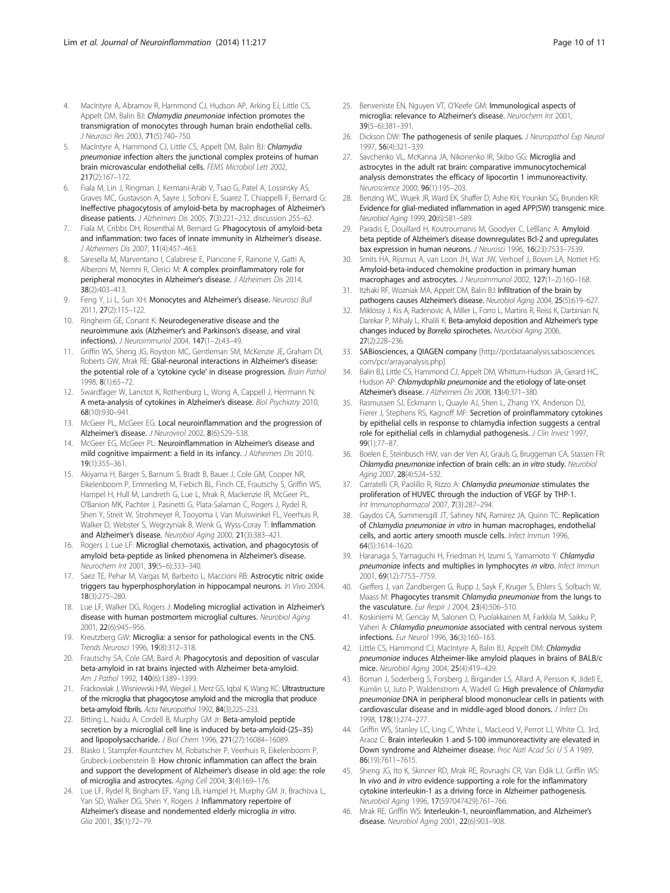4. MacIntyre A, Abramov R, Hammond CJ, Hudson AP, Arking EJ, Little CS, Appelt DM, Balin BJ: *Chlamydia pneumoniae* infection promotes the transmigration of monocytes through human brain endothelial cells. *J Neurosci Res* 2003, **71**(5):740–750.
5. MacIntyre A, Hammond CJ, Little CS, Appelt DM, Balin BJ: *Chlamydia pneumoniae* infection alters the junctional complex proteins of human brain microvascular endothelial cells. *FEMS Microbiol Lett* 2002, **217**(2):167–172.
6. Fiala M, Lin J, Ringman J, Kermani-Arab V, Tsao G, Patel A, Lossinsky AS, Graves MC, Gustavson A, Sayre J, Sofroni E, Suarez T, Chiappelli F, Bernard G: Ineffective phagocytosis of amyloid-beta by macrophages of Alzheimer's disease patients. *J Alzheimers Dis* 2005, **7**(3):221–232. discussion 255–62.
7. Fiala M, Cribbs DH, Rosenthal M, Bernard G: Phagocytosis of amyloid-beta and inflammation: two faces of innate immunity in Alzheimer's disease. *J Alzheimers Dis* 2007, **11**(4):457–463.
8. Saresella M, Marventano I, Calabrese E, Piancone F, Rainone V, Gatti A, Alberoni M, Nemni R, Clerici M: A complex proinflammatory role for peripheral monocytes in Alzheimer's disease. *J Alzheimers Dis* 2014, **38**(2):403–413.
9. Feng Y, Li L, Sun XH: Monocytes and Alzheimer's disease. *Neurosci Bull* 2011, **27**(2):115–122.
10. Ringheim GE, Conant K: Neurodegenerative disease and the neuroimmune axis (Alzheimer's and Parkinson's disease, and viral infections). *J Neuroimmunol* 2004, **147**(1–2):43–49.
11. Griffin WS, Sheng JG, Royston MC, Gentleman SM, McKenzie JE, Graham DI, Roberts GW, Mrak RE: Glial-neuronal interactions in Alzheimer's disease: the potential role of a 'cytokine cycle' in disease progression. *Brain Pathol* 1998, **8**(1):65–72.
12. Swardfager W, Lanctot K, Rothenburg L, Wong A, Cappell J, Herrmann N: A meta-analysis of cytokines in Alzheimer's disease. *Biol Psychiatry* 2010, **68**(10):930–941.
13. McGeer PL, McGeer EG: Local neuroinflammation and the progression of Alzheimer's disease. *J Neurovirol* 2002, **8**(6):529–538.
14. McGeer EG, McGeer PL: Neuroinflammation in Alzheimer's disease and mild cognitive impairment: a field in its infancy. *J Alzheimers Dis* 2010, **19**(1):355–361.
15. Akiyama H, Barger S, Barnum S, Bradt B, Bauer J, Cole GM, Cooper NR, Eikelenboom P, Emmerling M, Fiebich BL, Finch CE, Frautschy S, Griffin WS, Hampel H, Hull M, Landreth G, Lue L, Mrak R, Mackenzie IR, McGeer PL, O'Banion MK, Pachter J, Pasinetti G, Plata-Salaman C, Rogers J, Rydel R, Shen Y, Streit W, Strohmeyer R, Tooyoma I, Van Muiswinkel FL, Veerhuis R, Walker D, Webster S, Wegrzyniak B, Wenk G, Wyss-Coray T: Inflammation and Alzheimer's disease. *Neurobiol Aging* 2000, **21**(3):383–421.
16. Rogers J, Lue LF: Microglial chemotaxis, activation, and phagocytosis of amyloid beta-peptide as linked phenomena in Alzheimer's disease. *Neurochem Int* 2001, **39**(5–6):333–340.
17. Saez TE, Pehar M, Vargas M, Barbeito L, Maccioni RB: Astrocytic nitric oxide triggers tau hyperphosphorylation in hippocampal neurons. *In Vivo* 2004, **18**(3):275–280.
18. Lue LF, Walker DG, Rogers J: Modeling microglial activation in Alzheimer's disease with human postmortem microglial cultures. *Neurobiol Aging* 2001, **22**(6):945–956.
19. Kreutzberg GW: Microglia: a sensor for pathological events in the CNS. *Trends Neurosci* 1996, **19**(8):312–318.
20. Frautschy SA, Cole GM, Baird A: Phagocytosis and deposition of vascular beta-amyloid in rat brains injected with Alzheimer beta-amyloid. *Am J Pathol* 1992, **140**(6):1389–1399.
21. Frackowiak J, Wisniewski HM, Wegiel J, Merz GS, Iqbal K, Wang KC: Ultrastructure of the microglia that phagocytose amyloid and the microglia that produce beta-amyloid fibrils. *Acta Neuropathol* 1992, **84**(3):225–233.
22. Bitting L, Naidu A, Cordell B, Murphy GM Jr: Beta-amyloid peptide secretion by a microglial cell line is induced by beta-amyloid-(25–35) and lipopolysaccharide. *J Biol Chem* 1996, **271**(27):16084–16089.
23. Blasko I, Stampfer-Kountchev M, Robatscher P, Veerhuis R, Eikelenboom P, Grubeck-Loebenstein B: How chronic inflammation can affect the brain and support the development of Alzheimer's disease in old age: the role of microglia and astrocytes. *Aging Cell* 2004, **3**(4):169–176.
24. Lue LF, Rydel R, Brigham EF, Yang LB, Hampel H, Murphy GM Jr, Brachova L, Yan SD, Walker DG, Shen Y, Rogers J: Inflammatory repertoire of Alzheimer's disease and nondemented elderly microglia *in vitro*. *Glia* 2001, **35**(1):72–79.
25. Benveniste EN, Nguyen VT, O'Keefe GM: Immunological aspects of microglia: relevance to Alzheimer's disease. *Neurochem Int* 2001, **39**(5–6):381–391.
26. Dickson DW: The pathogenesis of senile plaques. *J Neuropathol Exp Neurol* 1997, **56**(4):321–339.
27. Savchenko VL, McKanna JA, Nikonenko IR, Skibo GG: Microglia and astrocytes in the adult rat brain: comparative immunocytochemical analysis demonstrates the efficacy of lipocortin 1 immunoreactivity. *Neuroscience* 2000, **96**(1):195–203.
28. Benzing WC, Wujek JR, Ward EK, Shaffer D, Ashe KH, Younkin SG, Brunden KR: Evidence for glial-mediated inflammation in aged APP(SW) transgenic mice. *Neurobiol Aging* 1999, **20**(6):581–589.
29. Paradis E, Douillard H, Koutroumanis M, Goodyer C, LeBlanc A: Amyloid beta peptide of Alzheimer's disease downregulates Bcl-2 and upregulates bax expression in human neurons. *J Neurosci* 1996, **16**(23):7533–7539.
30. Smits HA, Rijsmus A, van Loon JH, Wat JW, Verhoef J, Boven LA, Nottet HS: Amyloid-beta-induced chemokine production in primary human macrophages and astrocytes. *J Neuroimmunol* 2002, **127**(1–2):160–168.
31. Itzhaki RF, Wozniak MA, Appelt DM, Balin BJ: Infiltration of the brain by pathogens causes Alzheimer's disease. *Neurobiol Aging* 2004, **25**(5):619–627.
32. Miklossy J, Kis A, Radenovic A, Miller L, Forro L, Martins R, Reiss K, Darbinian N, Darekar P, Mihaly L, Khalili K: Beta-amyloid deposition and Alzheimer's type changes induced by *Borrelia* spirochetes. *Neurobiol Aging* 2006, **27**(2):228–236.
33. SABiosciences, a QIAGEN company [http://pcrdataanalysis.sabiosciences.com/pcr/arrayanalysis.php]
34. Balin BJ, Little CS, Hammond CJ, Appelt DM, Whittum-Hudson JA, Gerard HC, Hudson AP: *Chlamydophila pneumoniae* and the etiology of late-onset Alzheimer's disease. *J Alzheimers Dis* 2008, **13**(4):371–380.
35. Rasmussen SJ, Eckmann L, Quayle AJ, Shen L, Zhang YX, Anderson DJ, Fierer J, Stephens RS, Kagnoff MF: Secretion of proinflammatory cytokines by epithelial cells in response to chlamydia infection suggests a central role for epithelial cells in chlamydial pathogenesis. *J Clin Invest* 1997, **99**(1):77–87.
36. Boelen E, Steinbusch HW, van der Ven AJ, Grauls G, Bruggeman CA, Stassen FR: *Chlamydia pneumoniae* infection of brain cells: an *in vitro* study. *Neurobiol Aging* 2007, **28**(4):524–532.
37. Carratelli CR, Paolillo R, Rizzo A: *Chlamydia pneumoniae* stimulates the proliferation of HUVEC through the induction of VEGF by THP-1. *Int Immunopharmacol* 2007, **7**(3):287–294.
38. Gaydos CA, Summersgill JT, Sahney NN, Ramirez JA, Quinn TC: Replication of *Chlamydia pneumoniae in vitro* in human macrophages, endothelial cells, and aortic artery smooth muscle cells. *Infect Immun* 1996, **64**(5):1614–1620.
39. Haranaga S, Yamaguchi H, Friedman H, Izumi S, Yamamoto Y: *Chlamydia pneumoniae* infects and multiplies in lymphocytes *in vitro*. *Infect Immun* 2001, **69**(12):7753–7759.
40. Gieffers J, van Zandbergen G, Rupp J, Sayk F, Kruger S, Ehlers S, Solbach W, Maass M: Phagocytes transmit *Chlamydia pneumoniae* from the lungs to the vasculature. *Eur Respir J* 2004, **23**(4):506–510.
41. Koskiniemi M, Gencay M, Salonen O, Puolakkainen M, Farkkila M, Saikku P, Vaheri A: *Chlamydia pneumoniae* associated with central nervous system infections. *Eur Neurol* 1996, **36**(3):160–163.
42. Little CS, Hammond CJ, MacIntyre A, Balin BJ, Appelt DM: *Chlamydia pneumoniae* induces Alzheimer-like amyloid plaques in brains of BALB/c mice. *Neurobiol Aging* 2004, **25**(4):419–429.
43. Boman J, Soderberg S, Forsberg J, Birgander LS, Allard A, Persson K, Jidell E, Kumlin U, Juto P, Waldenstrom A, Wadell G: High prevalence of *Chlamydia pneumoniae* DNA in peripheral blood mononuclear cells in patients with cardiovascular disease and in middle-aged blood donors. *J Infect Dis* 1998, **178**(1):274–277.
44. Griffin WS, Stanley LC, Ling C, White L, MacLeod V, Perrot LJ, White CL 3rd, Araoz C: Brain interleukin 1 and S-100 immunoreactivity are elevated in Down syndrome and Alzheimer disease. *Proc Natl Acad Sci U S A* 1989, **86**(19):7611–7615.
45. Sheng JG, Ito K, Skinner RD, Mrak RE, Rovnaghi CR, Van Eldik LJ, Griffin WS: *In vivo* and *in vitro* evidence supporting a role for the inflammatory cytokine interleukin-1 as a driving force in Alzheimer pathogenesis. *Neurobiol Aging* 1996, **17**(597047429):761–766.
46. Mrak RE, Griffin WS: Interleukin-1, neuroinflammation, and Alzheimer's disease. *Neurobiol Aging* 2001, **22**(6):903–908.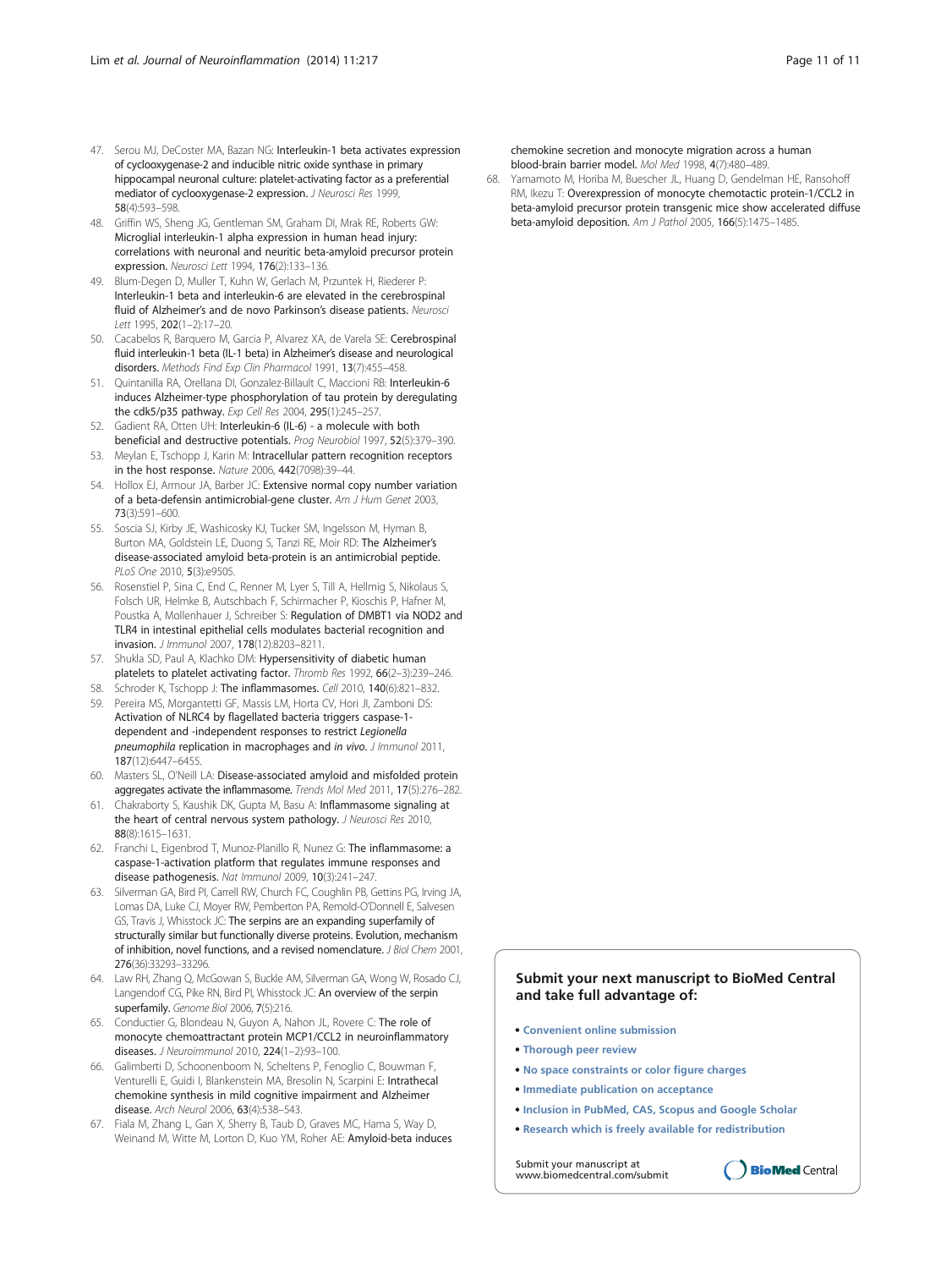47. Serou MJ, DeCoster MA, Bazan NG: Interleukin-1 beta activates expression of cyclooxygenase-2 and inducible nitric oxide synthase in primary hippocampal neuronal culture: platelet-activating factor as a preferential mediator of cyclooxygenase-2 expression. *J Neurosci Res* 1999, **58**(4):593–598.
48. Griffin WS, Sheng JG, Gentleman SM, Graham DI, Mrak RE, Roberts GW: Microglial interleukin-1 alpha expression in human head injury: correlations with neuronal and neuritic beta-amyloid precursor protein expression. *Neurosci Lett* 1994, **176**(2):133–136.
49. Blum-Degen D, Muller T, Kuhn W, Gerlach M, Przuntek H, Riederer P: Interleukin-1 beta and interleukin-6 are elevated in the cerebrospinal fluid of Alzheimer's and de novo Parkinson's disease patients. *Neurosci Lett* 1995, **202**(1–2):17–20.
50. Cacabelos R, Barquero M, Garcia P, Alvarez XA, de Varela SE: Cerebrospinal fluid interleukin-1 beta (IL-1 beta) in Alzheimer's disease and neurological disorders. *Methods Find Exp Clin Pharmacol* 1991, **13**(7):455–458.
51. Quintanilla RA, Orellana DI, Gonzalez-Billault C, Maccioni RB: Interleukin-6 induces Alzheimer-type phosphorylation of tau protein by deregulating the cdk5/p35 pathway. *Exp Cell Res* 2004, **295**(1):245–257.
52. Gadient RA, Otten UH: Interleukin-6 (IL-6) - a molecule with both beneficial and destructive potentials. *Prog Neurobiol* 1997, **52**(5):379–390.
53. Meylan E, Tschopp J, Karin M: Intracellular pattern recognition receptors in the host response. *Nature* 2006, **442**(7098):39–44.
54. Hollox EJ, Armour JA, Barber JC: Extensive normal copy number variation of a beta-defensin antimicrobial-gene cluster. *Am J Hum Genet* 2003, **73**(3):591–600.
55. Soscia SJ, Kirby JE, Washicosky KJ, Tucker SM, Ingelsson M, Hyman B, Burton MA, Goldstein LE, Duong S, Tanzi RE, Moir RD: The Alzheimer's disease-associated amyloid beta-protein is an antimicrobial peptide. *PLoS One* 2010, **5**(3):e9505.
56. Rosenstiel P, Sina C, End C, Renner M, Lyer S, Till A, Hellmig S, Nikolaus S, Folsch UR, Helmke B, Autschbach F, Schirmacher P, Kioschis P, Hafner M, Poustka A, Mollenhauer J, Schreiber S: Regulation of DMBT1 via NOD2 and TLR4 in intestinal epithelial cells modulates bacterial recognition and invasion. *J Immunol* 2007, **178**(12):8203–8211.
57. Shukla SD, Paul A, Klachko DM: Hypersensitivity of diabetic human platelets to platelet activating factor. *Thromb Res* 1992, **66**(2–3):239–246.
58. Schroder K, Tschopp J: The inflammasomes. *Cell* 2010, **140**(6):821–832.
59. Pereira MS, Morgantetti GF, Massis LM, Horta CV, Hori JI, Zamboni DS: Activation of NLRC4 by flagellated bacteria triggers caspase-1-dependent and -independent responses to restrict *Legionella pneumophila* replication in macrophages and *in vivo*. *J Immunol* 2011, **187**(12):6447–6455.
60. Masters SL, O'Neill LA: Disease-associated amyloid and misfolded protein aggregates activate the inflammasome. *Trends Mol Med* 2011, **17**(5):276–282.
61. Chakraborty S, Kaushik DK, Gupta M, Basu A: Inflammasome signaling at the heart of central nervous system pathology. *J Neurosci Res* 2010, **88**(8):1615–1631.
62. Franchi L, Eigenbrod T, Munoz-Planillo R, Nunez G: The inflammasome: a caspase-1-activation platform that regulates immune responses and disease pathogenesis. *Nat Immunol* 2009, **10**(3):241–247.
63. Silverman GA, Bird PI, Carrell RW, Church FC, Coughlin PB, Gettins PG, Irving JA, Lomas DA, Luke CJ, Moyer RW, Pemberton PA, Remold-O'Donnell E, Salvesen GS, Travis J, Whisstock JC: The serpins are an expanding superfamily of structurally similar but functionally diverse proteins. Evolution, mechanism of inhibition, novel functions, and a revised nomenclature. *J Biol Chem* 2001, **276**(36):33293–33296.
64. Law RH, Zhang Q, McGowan S, Buckle AM, Silverman GA, Wong W, Rosado CJ, Langendorf CG, Pike RN, Bird PI, Whisstock JC: An overview of the serpin superfamily. *Genome Biol* 2006, **7**(5):216.
65. Conductier G, Blondeau N, Guyon A, Nahon JL, Rovere C: The role of monocyte chemoattractant protein MCP1/CCL2 in neuroinflammatory diseases. *J Neuroimmunol* 2010, **224**(1–2):93–100.
66. Galimberti D, Schoonenboom N, Scheltens P, Fenoglio C, Bouwman F, Venturelli E, Guidi I, Blankenstein MA, Bresolin N, Scarpini E: Intrathecal chemokine synthesis in mild cognitive impairment and Alzheimer disease. *Arch Neurol* 2006, **63**(4):538–543.
67. Fiala M, Zhang L, Gan X, Sherry B, Taub D, Graves MC, Hama S, Way D, Weinand M, Witte M, Lorton D, Kuo YM, Roher AE: Amyloid-beta induces chemokine secretion and monocyte migration across a human blood-brain barrier model. *Mol Med* 1998, **4**(7):480–489.
68. Yamamoto M, Horiba M, Buescher JL, Huang D, Gendelman HE, Ransohoff RM, Ikezu T: Overexpression of monocyte chemotactic protein-1/CCL2 in beta-amyloid precursor protein transgenic mice show accelerated diffuse beta-amyloid deposition. *Am J Pathol* 2005, **166**(5):1475–1485.

**Submit your next manuscript to BioMed Central and take full advantage of:**

- **Convenient online submission**
- **Thorough peer review**
- **No space constraints or color figure charges**
- **Immediate publication on acceptance**
- **Inclusion in PubMed, CAS, Scopus and Google Scholar**
- **Research which is freely available for redistribution**

Submit your manuscript at
www.biomedcentral.com/submit

BioMed Central